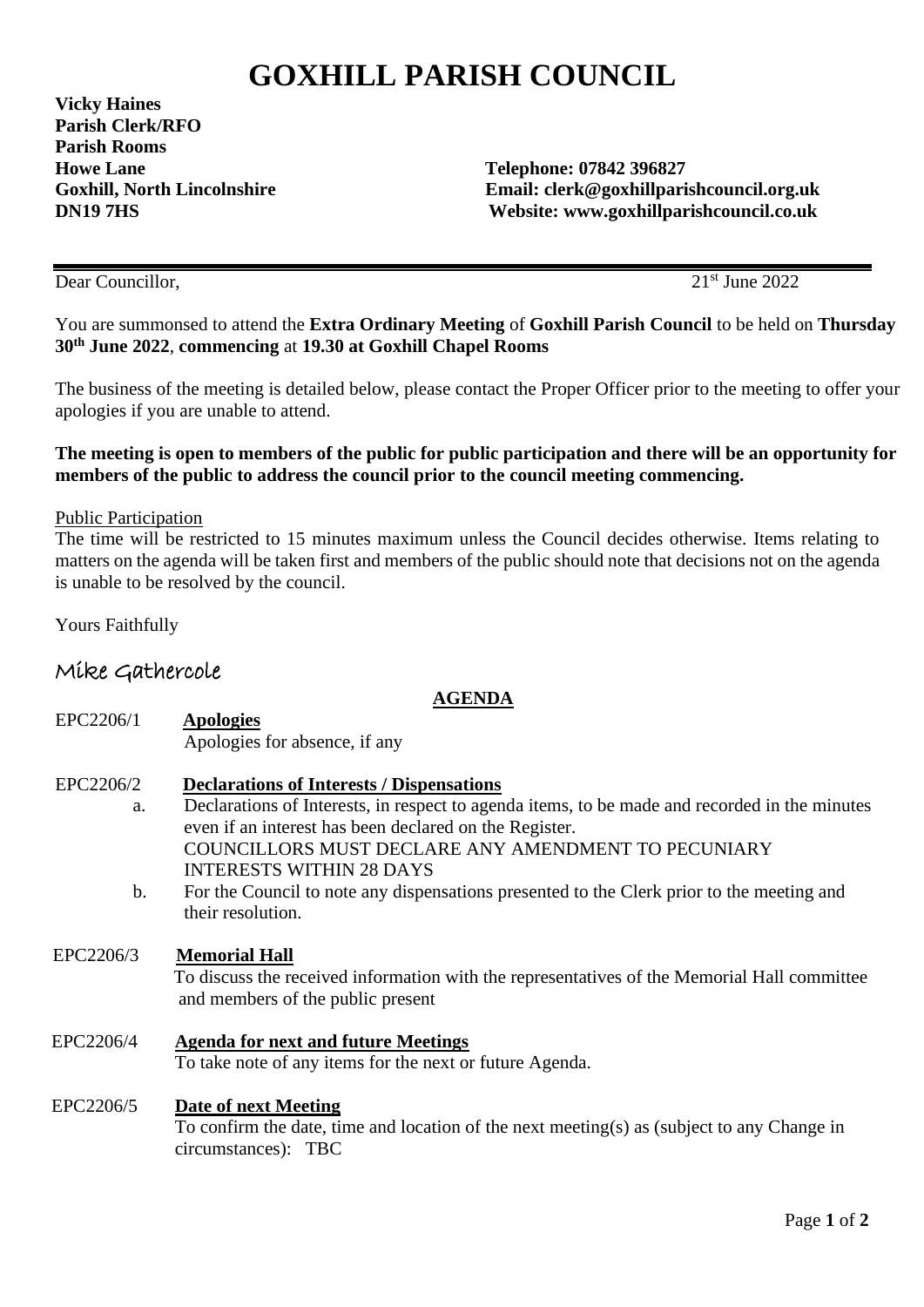# GOXHILL PARISH COUNCIL

**Vicky Haines**
**Parish Clerk/RFO**
**Parish Rooms**
**Howe Lane**
**Goxhill, North Lincolnshire**
**DN19 7HS**

**Telephone: 07842 396827**
**Email: clerk@goxhillparishcouncil.org.uk**
**Website: www.goxhillparishcouncil.co.uk**

---

Dear Councillor,

21st June 2022

You are summonsed to attend the **Extra Ordinary Meeting** of **Goxhill Parish Council** to be held on **Thursday 30th June 2022**, **commencing** at **19.30 at Goxhill Chapel Rooms**

The business of the meeting is detailed below, please contact the Proper Officer prior to the meeting to offer your apologies if you are unable to attend.

**The meeting is open to members of the public for public participation and there will be an opportunity for members of the public to address the council prior to the council meeting commencing.**

Public Participation
The time will be restricted to 15 minutes maximum unless the Council decides otherwise. Items relating to matters on the agenda will be taken first and members of the public should note that decisions not on the agenda is unable to be resolved by the council.

Yours Faithfully

Mike Gathercole

## AGENDA

EPC2206/1 **Apologies**
Apologies for absence, if any

EPC2206/2 **Declarations of Interests / Dispensations**

a. Declarations of Interests, in respect to agenda items, to be made and recorded in the minutes even if an interest has been declared on the Register.
COUNCILLORS MUST DECLARE ANY AMENDMENT TO PECUNIARY INTERESTS WITHIN 28 DAYS

b. For the Council to note any dispensations presented to the Clerk prior to the meeting and their resolution.

EPC2206/3 **Memorial Hall**
To discuss the received information with the representatives of the Memorial Hall committee and members of the public present

EPC2206/4 **Agenda for next and future Meetings**
To take note of any items for the next or future Agenda.

EPC2206/5 **Date of next Meeting**
To confirm the date, time and location of the next meeting(s) as (subject to any Change in circumstances): TBC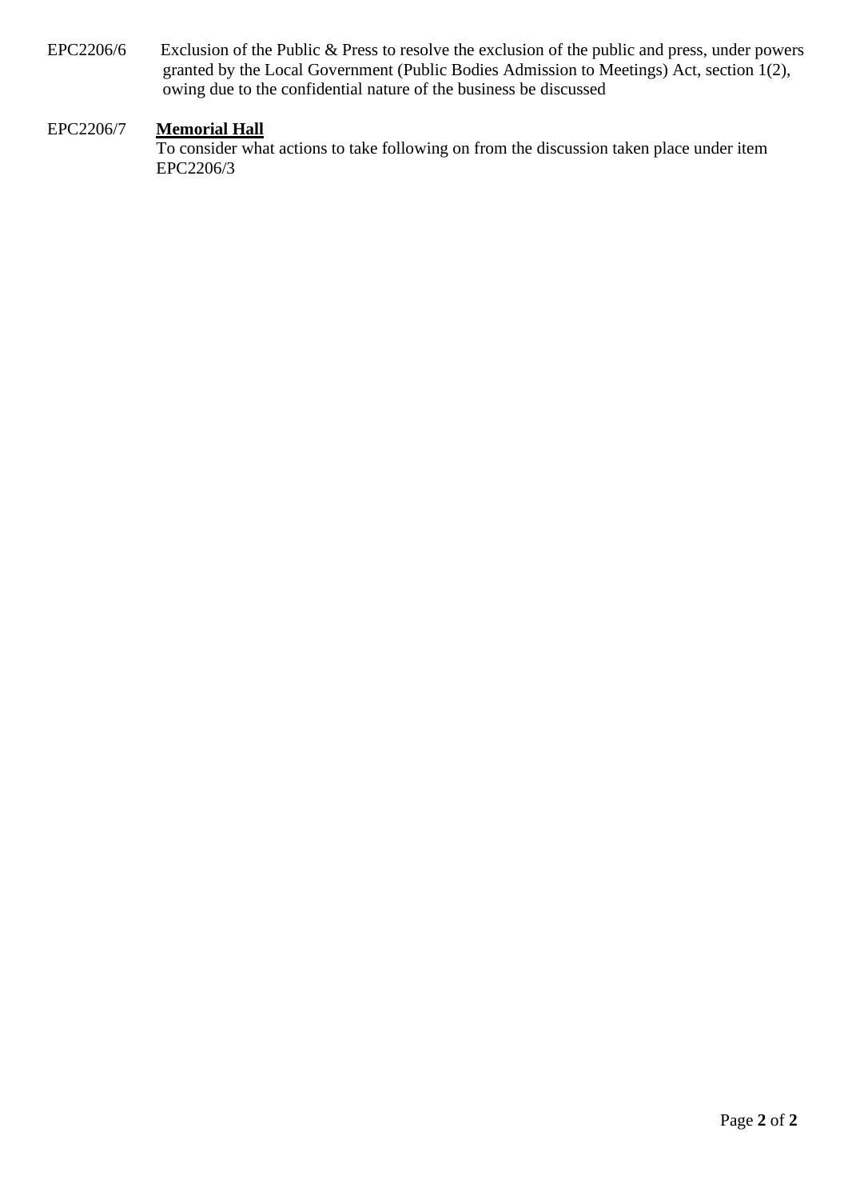EPC2206/6 Exclusion of the Public & Press to resolve the exclusion of the public and press, under powers granted by the Local Government (Public Bodies Admission to Meetings) Act, section 1(2), owing due to the confidential nature of the business be discussed

EPC2206/7 **Memorial Hall**

To consider what actions to take following on from the discussion taken place under item EPC2206/3